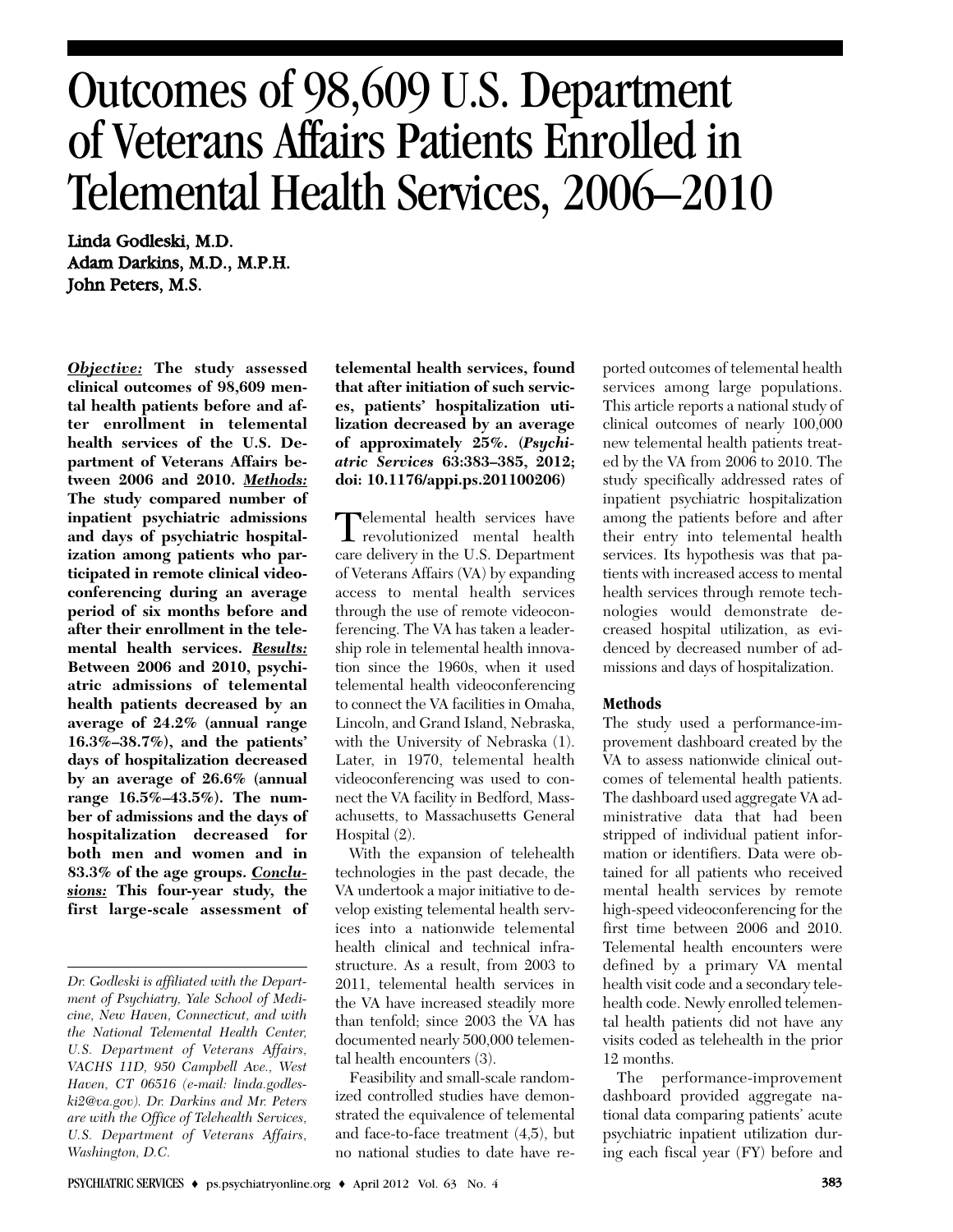# Outcomes of 98,609 U.S. Department of Veterans Affairs Patients Enrolled in Telemental Health Services, 2006–2010

**Linda Godleski, M.D.**
**Adam Darkins, M.D., M.P.H.**
**John Peters, M.S.**

***Objective:*** **The study assessed clinical outcomes of 98,609 mental health patients before and after enrollment in telemental health services of the U.S. Department of Veterans Affairs between 2006 and 2010.** ***Methods:*** **The study compared number of inpatient psychiatric admissions and days of psychiatric hospitalization among patients who participated in remote clinical videoconferencing during an average period of six months before and after their enrollment in the telemental health services.** ***Results:*** **Between 2006 and 2010, psychiatric admissions of telemental health patients decreased by an average of 24.2% (annual range 16.3%–38.7%), and the patients' days of hospitalization decreased by an average of 26.6% (annual range 16.5%–43.5%). The number of admissions and the days of hospitalization decreased for both men and women and in 83.3% of the age groups.** ***Conclusions:*** **This four-year study, the first large-scale assessment of telemental health services, found that after initiation of such services, patients' hospitalization utilization decreased by an average of approximately 25%. (*Psychiatric Services* 63:383–385, 2012; doi: 10.1176/appi.ps.201100206)**

*Dr. Godleski is affiliated with the Department of Psychiatry, Yale School of Medicine, New Haven, Connecticut, and with the National Telemental Health Center, U.S. Department of Veterans Affairs, VACHS 11D, 950 Campbell Ave., West Haven, CT 06516 (e-mail: linda.godleski2@va.gov). Dr. Darkins and Mr. Peters are with the Office of Telehealth Services, U.S. Department of Veterans Affairs, Washington, D.C.*

Telemental health services have revolutionized mental health care delivery in the U.S. Department of Veterans Affairs (VA) by expanding access to mental health services through the use of remote videoconferencing. The VA has taken a leadership role in telemental health innovation since the 1960s, when it used telemental health videoconferencing to connect the VA facilities in Omaha, Lincoln, and Grand Island, Nebraska, with the University of Nebraska (1). Later, in 1970, telemental health videoconferencing was used to connect the VA facility in Bedford, Massachusetts, to Massachusetts General Hospital (2).

With the expansion of telehealth technologies in the past decade, the VA undertook a major initiative to develop existing telemental health services into a nationwide telemental health clinical and technical infrastructure. As a result, from 2003 to 2011, telemental health services in the VA have increased steadily more than tenfold; since 2003 the VA has documented nearly 500,000 telemental health encounters (3).

Feasibility and small-scale randomized controlled studies have demonstrated the equivalence of telemental and face-to-face treatment (4,5), but no national studies to date have reported outcomes of telemental health services among large populations. This article reports a national study of clinical outcomes of nearly 100,000 new telemental health patients treated by the VA from 2006 to 2010. The study specifically addressed rates of inpatient psychiatric hospitalization among the patients before and after their entry into telemental health services. Its hypothesis was that patients with increased access to mental health services through remote technologies would demonstrate decreased hospital utilization, as evidenced by decreased number of admissions and days of hospitalization.

## Methods

The study used a performance-improvement dashboard created by the VA to assess nationwide clinical outcomes of telemental health patients. The dashboard used aggregate VA administrative data that had been stripped of individual patient information or identifiers. Data were obtained for all patients who received mental health services by remote high-speed videoconferencing for the first time between 2006 and 2010. Telemental health encounters were defined by a primary VA mental health visit code and a secondary telehealth code. Newly enrolled telemental health patients did not have any visits coded as telehealth in the prior 12 months.

The performance-improvement dashboard provided aggregate national data comparing patients' acute psychiatric inpatient utilization during each fiscal year (FY) before and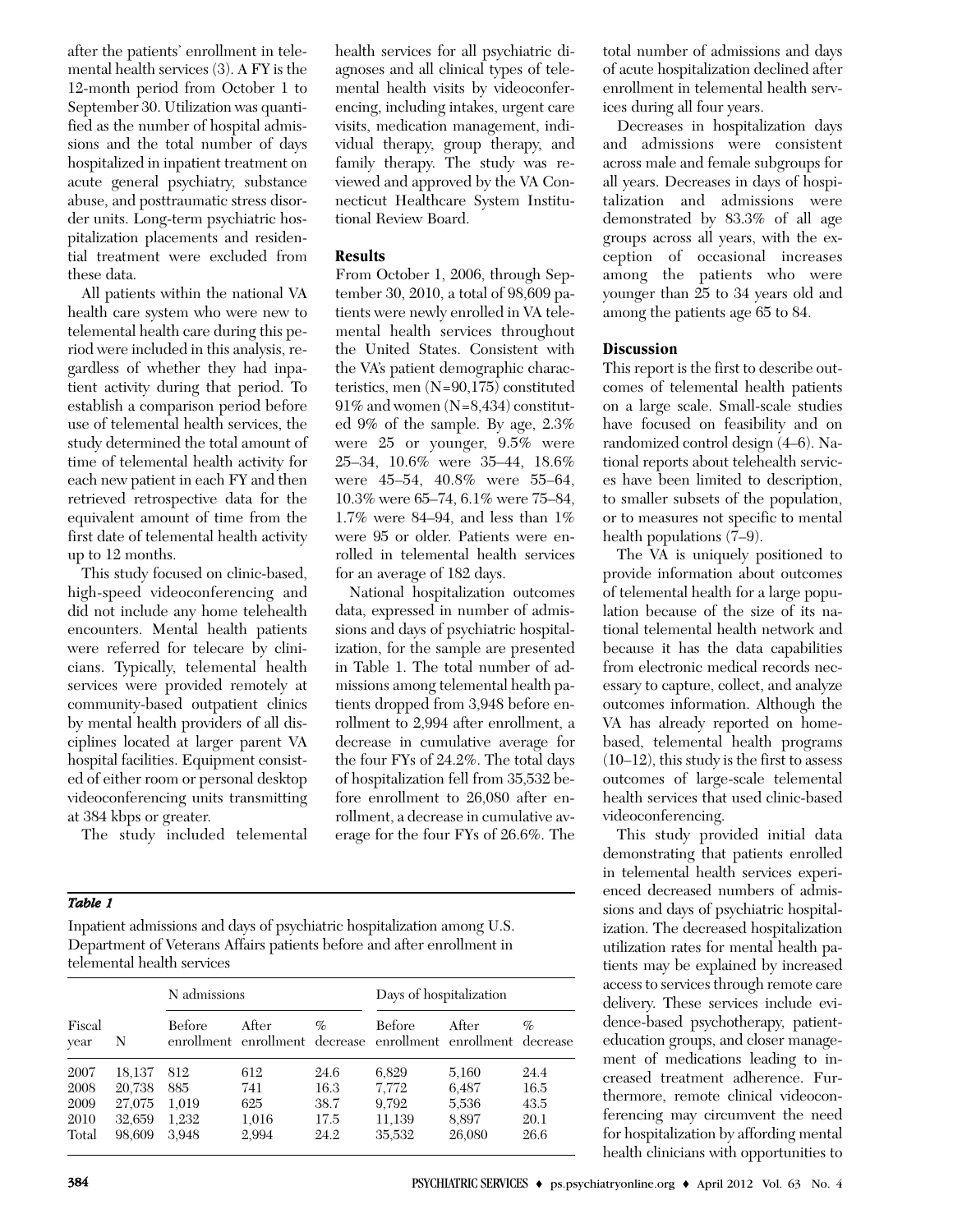after the patients' enrollment in telemental health services (3). A FY is the 12-month period from October 1 to September 30. Utilization was quantified as the number of hospital admissions and the total number of days hospitalized in inpatient treatment on acute general psychiatry, substance abuse, and posttraumatic stress disorder units. Long-term psychiatric hospitalization placements and residential treatment were excluded from these data.

All patients within the national VA health care system who were new to telemental health care during this period were included in this analysis, regardless of whether they had inpatient activity during that period. To establish a comparison period before use of telemental health services, the study determined the total amount of time of telemental health activity for each new patient in each FY and then retrieved retrospective data for the equivalent amount of time from the first date of telemental health activity up to 12 months.

This study focused on clinic-based, high-speed videoconferencing and did not include any home telehealth encounters. Mental health patients were referred for telecare by clinicians. Typically, telemental health services were provided remotely at community-based outpatient clinics by mental health providers of all disciplines located at larger parent VA hospital facilities. Equipment consisted of either room or personal desktop videoconferencing units transmitting at 384 kbps or greater.

The study included telemental health services for all psychiatric diagnoses and all clinical types of telemental health visits by videoconferencing, including intakes, urgent care visits, medication management, individual therapy, group therapy, and family therapy. The study was reviewed and approved by the VA Connecticut Healthcare System Institutional Review Board.

## Results

From October 1, 2006, through September 30, 2010, a total of 98,609 patients were newly enrolled in VA telemental health services throughout the United States. Consistent with the VA's patient demographic characteristics, men (N=90,175) constituted 91% and women (N=8,434) constituted 9% of the sample. By age, 2.3% were 25 or younger, 9.5% were 25–34, 10.6% were 35–44, 18.6% were 45–54, 40.8% were 55–64, 10.3% were 65–74, 6.1% were 75–84, 1.7% were 84–94, and less than 1% were 95 or older. Patients were enrolled in telemental health services for an average of 182 days.

National hospitalization outcomes data, expressed in number of admissions and days of psychiatric hospitalization, for the sample are presented in Table 1. The total number of admissions among telemental health patients dropped from 3,948 before enrollment to 2,994 after enrollment, a decrease in cumulative average for the four FYs of 24.2%. The total days of hospitalization fell from 35,532 before enrollment to 26,080 after enrollment, a decrease in cumulative average for the four FYs of 26.6%. The total number of admissions and days of acute hospitalization declined after enrollment in telemental health services during all four years.

Decreases in hospitalization days and admissions were consistent across male and female subgroups for all years. Decreases in days of hospitalization and admissions were demonstrated by 83.3% of all age groups across all years, with the exception of occasional increases among the patients who were younger than 25 to 34 years old and among the patients age 65 to 84.

***Table 1***

Inpatient admissions and days of psychiatric hospitalization among U.S. Department of Veterans Affairs patients before and after enrollment in telemental health services

| | | N admissions | | | Days of hospitalization | | |
|---|---|---|---|---|---|---|---|
| Fiscal year | N | Before enrollment | After enrollment | % decrease | Before enrollment | After enrollment | % decrease |
| 2007 | 18,137 | 812 | 612 | 24.6 | 6,829 | 5,160 | 24.4 |
| 2008 | 20,738 | 885 | 741 | 16.3 | 7,772 | 6,487 | 16.5 |
| 2009 | 27,075 | 1,019 | 625 | 38.7 | 9,792 | 5,536 | 43.5 |
| 2010 | 32,659 | 1,232 | 1,016 | 17.5 | 11,139 | 8,897 | 20.1 |
| Total | 98,609 | 3,948 | 2,994 | 24.2 | 35,532 | 26,080 | 26.6 |

## Discussion

This report is the first to describe outcomes of telemental health patients on a large scale. Small-scale studies have focused on feasibility and on randomized control design (4–6). National reports about telehealth services have been limited to description, to smaller subsets of the population, or to measures not specific to mental health populations (7–9).

The VA is uniquely positioned to provide information about outcomes of telemental health for a large population because of the size of its national telemental health network and because it has the data capabilities from electronic medical records necessary to capture, collect, and analyze outcomes information. Although the VA has already reported on home-based, telemental health programs (10–12), this study is the first to assess outcomes of large-scale telemental health services that used clinic-based videoconferencing.

This study provided initial data demonstrating that patients enrolled in telemental health services experienced decreased numbers of admissions and days of psychiatric hospitalization. The decreased hospitalization utilization rates for mental health patients may be explained by increased access to services through remote care delivery. These services include evidence-based psychotherapy, patient-education groups, and closer management of medications leading to increased treatment adherence. Furthermore, remote clinical videoconferencing may circumvent the need for hospitalization by affording mental health clinicians with opportunities to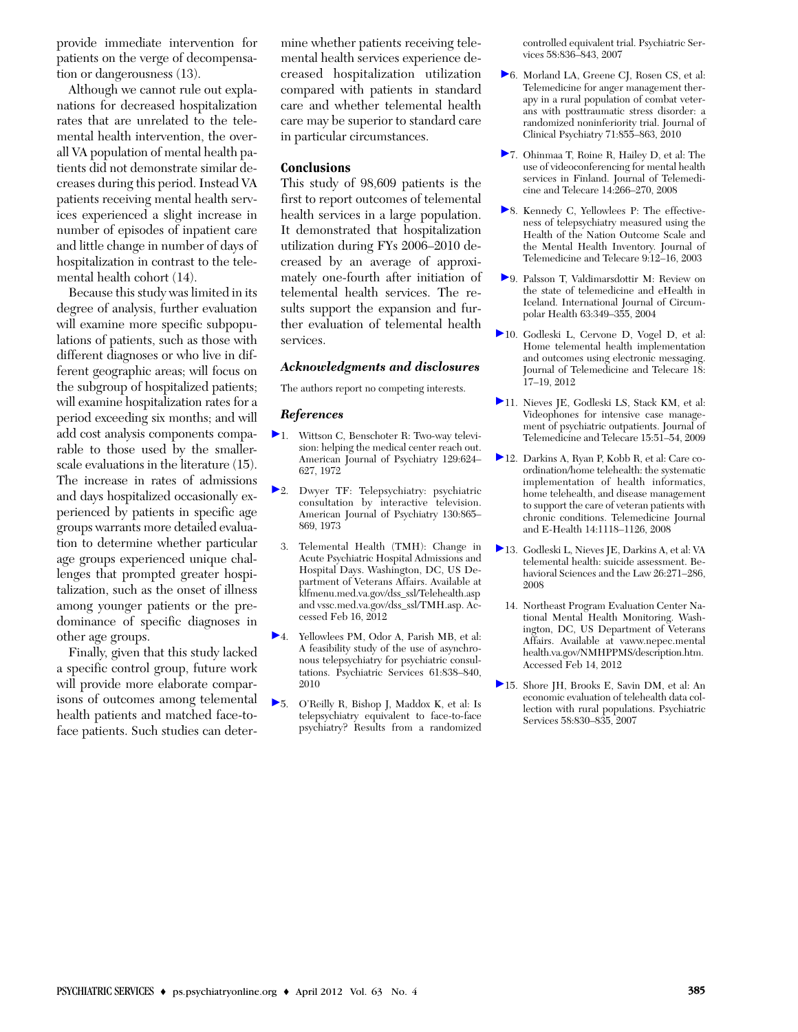provide immediate intervention for patients on the verge of decompensation or dangerousness (13).

Although we cannot rule out explanations for decreased hospitalization rates that are unrelated to the telemental health intervention, the overall VA population of mental health patients did not demonstrate similar decreases during this period. Instead VA patients receiving mental health services experienced a slight increase in number of episodes of inpatient care and little change in number of days of hospitalization in contrast to the telemental health cohort (14).

Because this study was limited in its degree of analysis, further evaluation will examine more specific subpopulations of patients, such as those with different diagnoses or who live in different geographic areas; will focus on the subgroup of hospitalized patients; will examine hospitalization rates for a period exceeding six months; and will add cost analysis components comparable to those used by the smaller-scale evaluations in the literature (15). The increase in rates of admissions and days hospitalized occasionally experienced by patients in specific age groups warrants more detailed evaluation to determine whether particular age groups experienced unique challenges that prompted greater hospitalization, such as the onset of illness among younger patients or the predominance of specific diagnoses in other age groups.

Finally, given that this study lacked a specific control group, future work will provide more elaborate comparisons of outcomes among telemental health patients and matched face-to-face patients. Such studies can determine whether patients receiving telemental health services experience decreased hospitalization utilization compared with patients in standard care and whether telemental health care may be superior to standard care in particular circumstances.

## Conclusions

This study of 98,609 patients is the first to report outcomes of telemental health services in a large population. It demonstrated that hospitalization utilization during FYs 2006–2010 decreased by an average of approximately one-fourth after initiation of telemental health services. The results support the expansion and further evaluation of telemental health services.

### *Acknowledgments and disclosures*

The authors report no competing interests.

### *References*

1. Wittson C, Benschoter R: Two-way television: helping the medical center reach out. American Journal of Psychiatry 129:624–627, 1972
2. Dwyer TF: Telepsychiatry: psychiatric consultation by interactive television. American Journal of Psychiatry 130:865–869, 1973
3. Telemental Health (TMH): Change in Acute Psychiatric Hospital Admissions and Hospital Days. Washington, DC, US Department of Veterans Affairs. Available at klfmenu.med.va.gov/dss_ssl/Telehealth.asp and vssc.med.va.gov/dss_ssl/TMH.asp. Accessed Feb 16, 2012
4. Yellowlees PM, Odor A, Parish MB, et al: A feasibility study of the use of asynchronous telepsychiatry for psychiatric consultations. Psychiatric Services 61:838–840, 2010
5. O'Reilly R, Bishop J, Maddox K, et al: Is telepsychiatry equivalent to face-to-face psychiatry? Results from a randomized controlled equivalent trial. Psychiatric Services 58:836–843, 2007
6. Morland LA, Greene CJ, Rosen CS, et al: Telemedicine for anger management therapy in a rural population of combat veterans with posttraumatic stress disorder: a randomized noninferiority trial. Journal of Clinical Psychiatry 71:855–863, 2010
7. Ohinmaa T, Roine R, Hailey D, et al: The use of videoconferencing for mental health services in Finland. Journal of Telemedicine and Telecare 14:266–270, 2008
8. Kennedy C, Yellowlees P: The effectiveness of telepsychiatry measured using the Health of the Nation Outcome Scale and the Mental Health Inventory. Journal of Telemedicine and Telecare 9:12–16, 2003
9. Palsson T, Valdimarsdottir M: Review on the state of telemedicine and eHealth in Iceland. International Journal of Circumpolar Health 63:349–355, 2004
10. Godleski L, Cervone D, Vogel D, et al: Home telemental health implementation and outcomes using electronic messaging. Journal of Telemedicine and Telecare 18: 17–19, 2012
11. Nieves JE, Godleski LS, Stack KM, et al: Videophones for intensive case management of psychiatric outpatients. Journal of Telemedicine and Telecare 15:51–54, 2009
12. Darkins A, Ryan P, Kobb R, et al: Care coordination/home telehealth: the systematic implementation of health informatics, home telehealth, and disease management to support the care of veteran patients with chronic conditions. Telemedicine Journal and E-Health 14:1118–1126, 2008
13. Godleski L, Nieves JE, Darkins A, et al: VA telemental health: suicide assessment. Behavioral Sciences and the Law 26:271–286, 2008
14. Northeast Program Evaluation Center National Mental Health Monitoring. Washington, DC, US Department of Veterans Affairs. Available at vaww.nepec.mentalhealth.va.gov/NMHPPMS/description.htm. Accessed Feb 14, 2012
15. Shore JH, Brooks E, Savin DM, et al: An economic evaluation of telehealth data collection with rural populations. Psychiatric Services 58:830–835, 2007